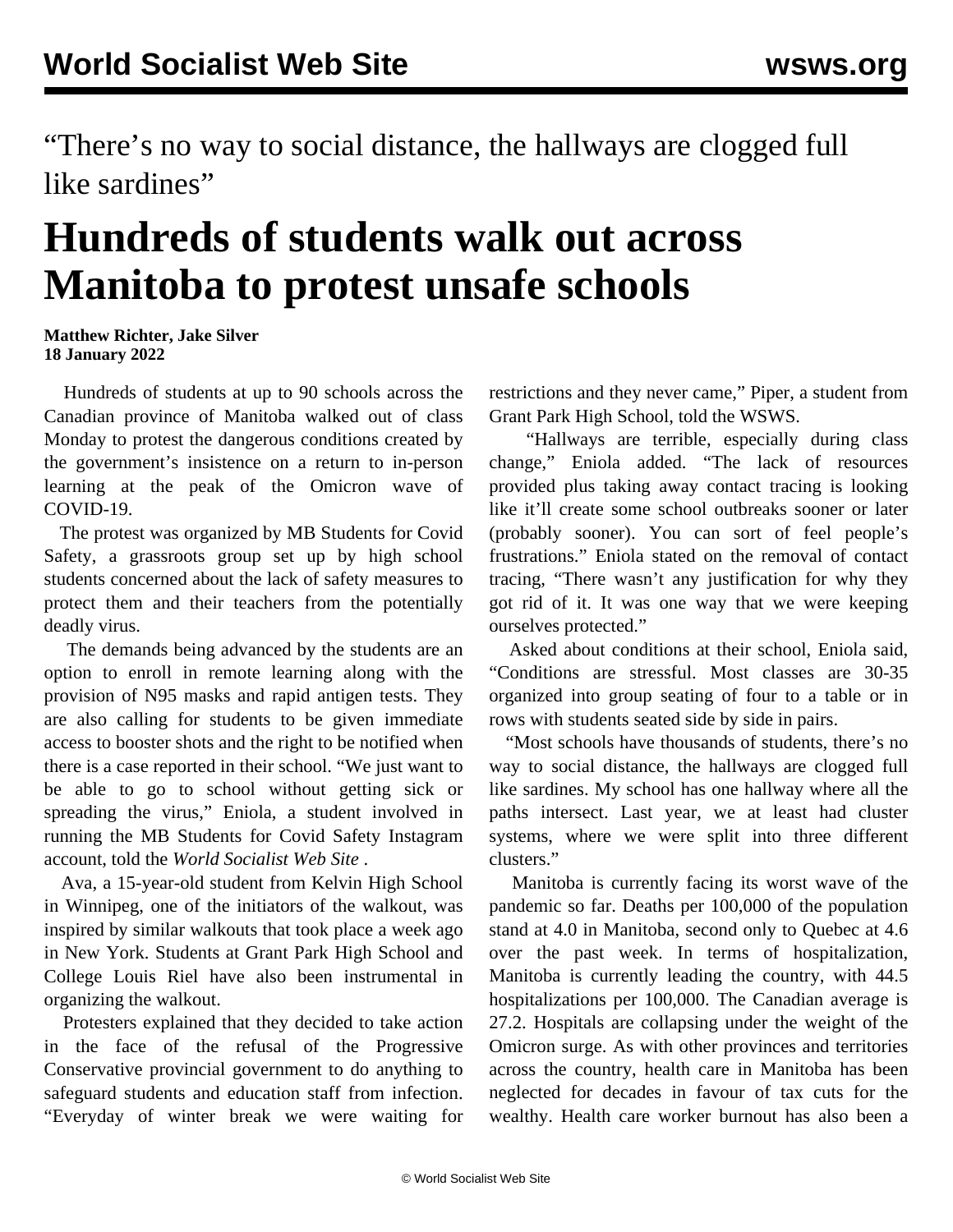“There’s no way to social distance, the hallways are clogged full like sardines”

# Hundreds of students walk out across Manitoba to protest unsafe schools

**Matthew Richter, Jake Silver**
**18 January 2022**

Hundreds of students at up to 90 schools across the Canadian province of Manitoba walked out of class Monday to protest the dangerous conditions created by the government’s insistence on a return to in-person learning at the peak of the Omicron wave of COVID-19.

The protest was organized by MB Students for Covid Safety, a grassroots group set up by high school students concerned about the lack of safety measures to protect them and their teachers from the potentially deadly virus.

The demands being advanced by the students are an option to enroll in remote learning along with the provision of N95 masks and rapid antigen tests. They are also calling for students to be given immediate access to booster shots and the right to be notified when there is a case reported in their school. “We just want to be able to go to school without getting sick or spreading the virus,” Eniola, a student involved in running the MB Students for Covid Safety Instagram account, told the *World Socialist Web Site* .

Ava, a 15-year-old student from Kelvin High School in Winnipeg, one of the initiators of the walkout, was inspired by similar walkouts that took place a week ago in New York. Students at Grant Park High School and College Louis Riel have also been instrumental in organizing the walkout.

Protesters explained that they decided to take action in the face of the refusal of the Progressive Conservative provincial government to do anything to safeguard students and education staff from infection. “Everyday of winter break we were waiting for restrictions and they never came,” Piper, a student from Grant Park High School, told the WSWS.

“Hallways are terrible, especially during class change,” Eniola added. “The lack of resources provided plus taking away contact tracing is looking like it’ll create some school outbreaks sooner or later (probably sooner). You can sort of feel people’s frustrations.” Eniola stated on the removal of contact tracing, “There wasn’t any justification for why they got rid of it. It was one way that we were keeping ourselves protected.”

Asked about conditions at their school, Eniola said, “Conditions are stressful. Most classes are 30-35 organized into group seating of four to a table or in rows with students seated side by side in pairs.

“Most schools have thousands of students, there’s no way to social distance, the hallways are clogged full like sardines. My school has one hallway where all the paths intersect. Last year, we at least had cluster systems, where we were split into three different clusters.”

Manitoba is currently facing its worst wave of the pandemic so far. Deaths per 100,000 of the population stand at 4.0 in Manitoba, second only to Quebec at 4.6 over the past week. In terms of hospitalization, Manitoba is currently leading the country, with 44.5 hospitalizations per 100,000. The Canadian average is 27.2. Hospitals are collapsing under the weight of the Omicron surge. As with other provinces and territories across the country, health care in Manitoba has been neglected for decades in favour of tax cuts for the wealthy. Health care worker burnout has also been a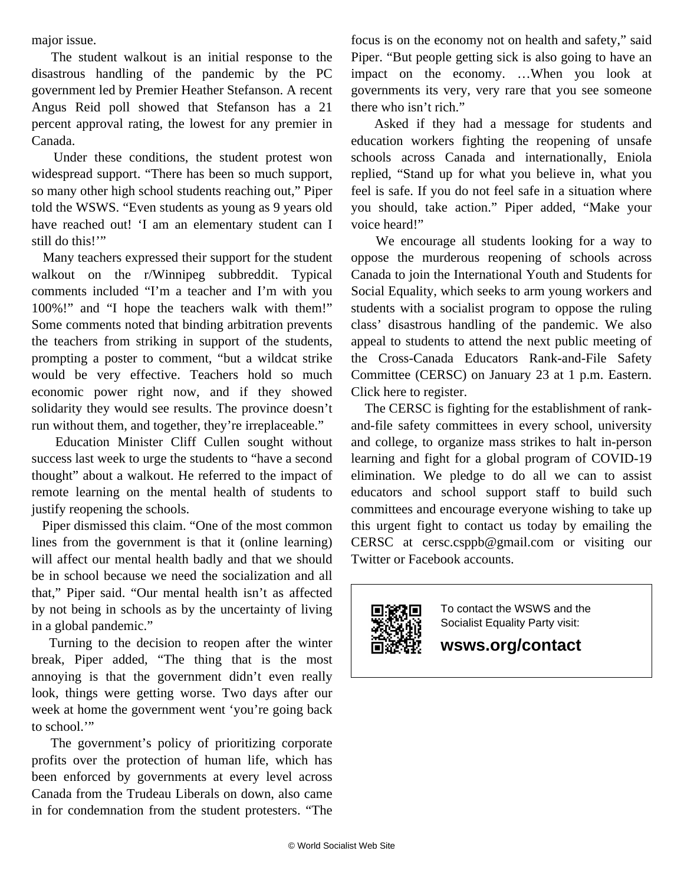major issue.

The student walkout is an initial response to the disastrous handling of the pandemic by the PC government led by Premier Heather Stefanson. A recent Angus Reid poll showed that Stefanson has a 21 percent approval rating, the lowest for any premier in Canada.

Under these conditions, the student protest won widespread support. "There has been so much support, so many other high school students reaching out," Piper told the WSWS. "Even students as young as 9 years old have reached out! 'I am an elementary student can I still do this!'"

Many teachers expressed their support for the student walkout on the r/Winnipeg subbreddit. Typical comments included "I'm a teacher and I'm with you 100%!" and "I hope the teachers walk with them!" Some comments noted that binding arbitration prevents the teachers from striking in support of the students, prompting a poster to comment, "but a wildcat strike would be very effective. Teachers hold so much economic power right now, and if they showed solidarity they would see results. The province doesn't run without them, and together, they're irreplaceable."

Education Minister Cliff Cullen sought without success last week to urge the students to "have a second thought" about a walkout. He referred to the impact of remote learning on the mental health of students to justify reopening the schools.

Piper dismissed this claim. "One of the most common lines from the government is that it (online learning) will affect our mental health badly and that we should be in school because we need the socialization and all that," Piper said. "Our mental health isn't as affected by not being in schools as by the uncertainty of living in a global pandemic."

Turning to the decision to reopen after the winter break, Piper added, "The thing that is the most annoying is that the government didn't even really look, things were getting worse. Two days after our week at home the government went 'you're going back to school.'"

The government's policy of prioritizing corporate profits over the protection of human life, which has been enforced by governments at every level across Canada from the Trudeau Liberals on down, also came in for condemnation from the student protesters. "The focus is on the economy not on health and safety," said Piper. "But people getting sick is also going to have an impact on the economy. …When you look at governments its very, very rare that you see someone there who isn't rich."

Asked if they had a message for students and education workers fighting the reopening of unsafe schools across Canada and internationally, Eniola replied, "Stand up for what you believe in, what you feel is safe. If you do not feel safe in a situation where you should, take action." Piper added, "Make your voice heard!"

We encourage all students looking for a way to oppose the murderous reopening of schools across Canada to join the International Youth and Students for Social Equality, which seeks to arm young workers and students with a socialist program to oppose the ruling class' disastrous handling of the pandemic. We also appeal to students to attend the next public meeting of the Cross-Canada Educators Rank-and-File Safety Committee (CERSC) on January 23 at 1 p.m. Eastern. Click here to register.

The CERSC is fighting for the establishment of rank-and-file safety committees in every school, university and college, to organize mass strikes to halt in-person learning and fight for a global program of COVID-19 elimination. We pledge to do all we can to assist educators and school support staff to build such committees and encourage everyone wishing to take up this urgent fight to contact us today by emailing the CERSC at cersc.csppb@gmail.com or visiting our Twitter or Facebook accounts.

To contact the WSWS and the Socialist Equality Party visit:

**wsws.org/contact**